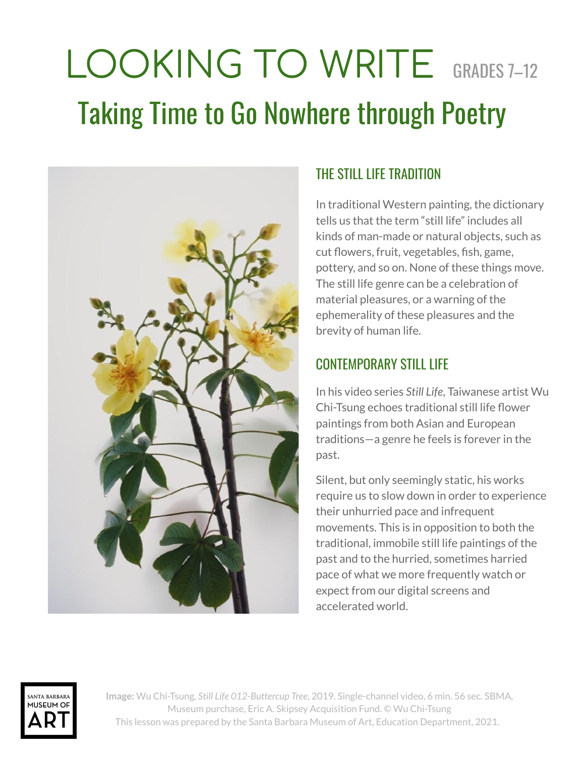# LOOKING TO WRITE GRADES 7–12

## Taking Time to Go Nowhere through Poetry

### THE STILL LIFE TRADITION

In traditional Western painting, the dictionary tells us that the term "still life" includes all kinds of man-made or natural objects, such as cut flowers, fruit, vegetables, fish, game, pottery, and so on. None of these things move. The still life genre can be a celebration of material pleasures, or a warning of the ephemerality of these pleasures and the brevity of human life.

### CONTEMPORARY STILL LIFE

In his video series *Still Life*, Taiwanese artist Wu Chi-Tsung echoes traditional still life flower paintings from both Asian and European traditions—a genre he feels is forever in the past.

Silent, but only seemingly static, his works require us to slow down in order to experience their unhurried pace and infrequent movements. This is in opposition to both the traditional, immobile still life paintings of the past and to the hurried, sometimes harried pace of what we more frequently watch or expect from our digital screens and accelerated world.

**Image:** Wu Chi-Tsung, *Still Life 012-Buttercup Tree*, 2019. Single-channel video, 6 min. 56 sec. SBMA, Museum purchase, Eric A. Skipsey Acquisition Fund. © Wu Chi-Tsung

This lesson was prepared by the Santa Barbara Museum of Art, Education Department, 2021.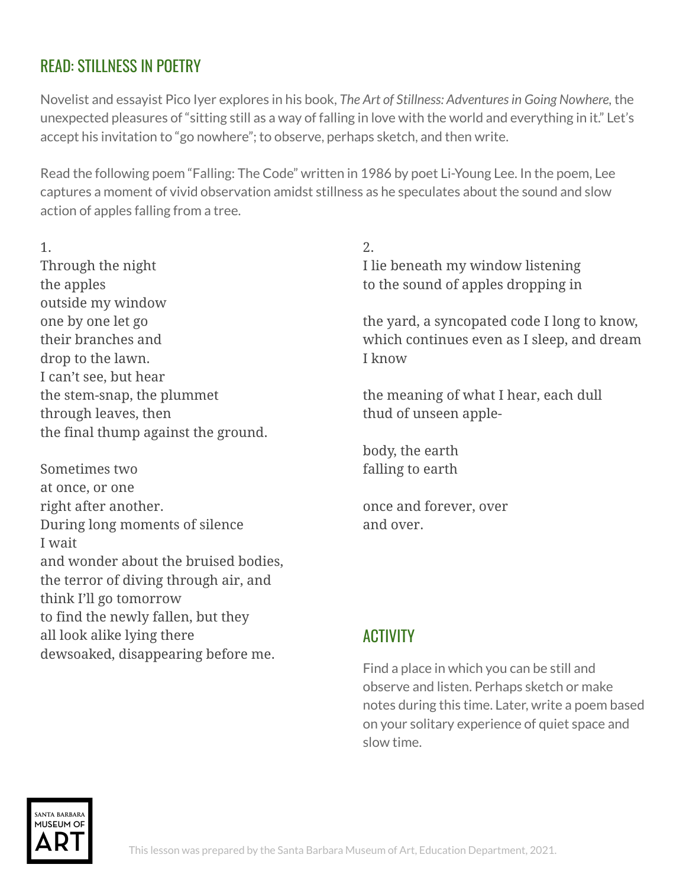## READ: STILLNESS IN POETRY

Novelist and essayist Pico Iyer explores in his book, *The Art of Stillness: Adventures in Going Nowhere*, the unexpected pleasures of "sitting still as a way of falling in love with the world and everything in it." Let's accept his invitation to "go nowhere"; to observe, perhaps sketch, and then write.

Read the following poem "Falling: The Code" written in 1986 by poet Li-Young Lee. In the poem, Lee captures a moment of vivid observation amidst stillness as he speculates about the sound and slow action of apples falling from a tree.

1.  
Through the night  
the apples  
outside my window  
one by one let go  
their branches and  
drop to the lawn.  
I can't see, but hear  
the stem-snap, the plummet  
through leaves, then  
the final thump against the ground.

Sometimes two  
at once, or one  
right after another.  
During long moments of silence  
I wait  
and wonder about the bruised bodies,  
the terror of diving through air, and  
think I'll go tomorrow  
to find the newly fallen, but they  
all look alike lying there  
dewsoaked, disappearing before me.

2.  
I lie beneath my window listening  
to the sound of apples dropping in

the yard, a syncopated code I long to know,  
which continues even as I sleep, and dream  
I know

the meaning of what I hear, each dull  
thud of unseen apple-

body, the earth  
falling to earth

once and forever, over  
and over.

## ACTIVITY

Find a place in which you can be still and observe and listen. Perhaps sketch or make notes during this time. Later, write a poem based on your solitary experience of quiet space and slow time.

SANTA BARBARA MUSEUM OF ART

This lesson was prepared by the Santa Barbara Museum of Art, Education Department, 2021.